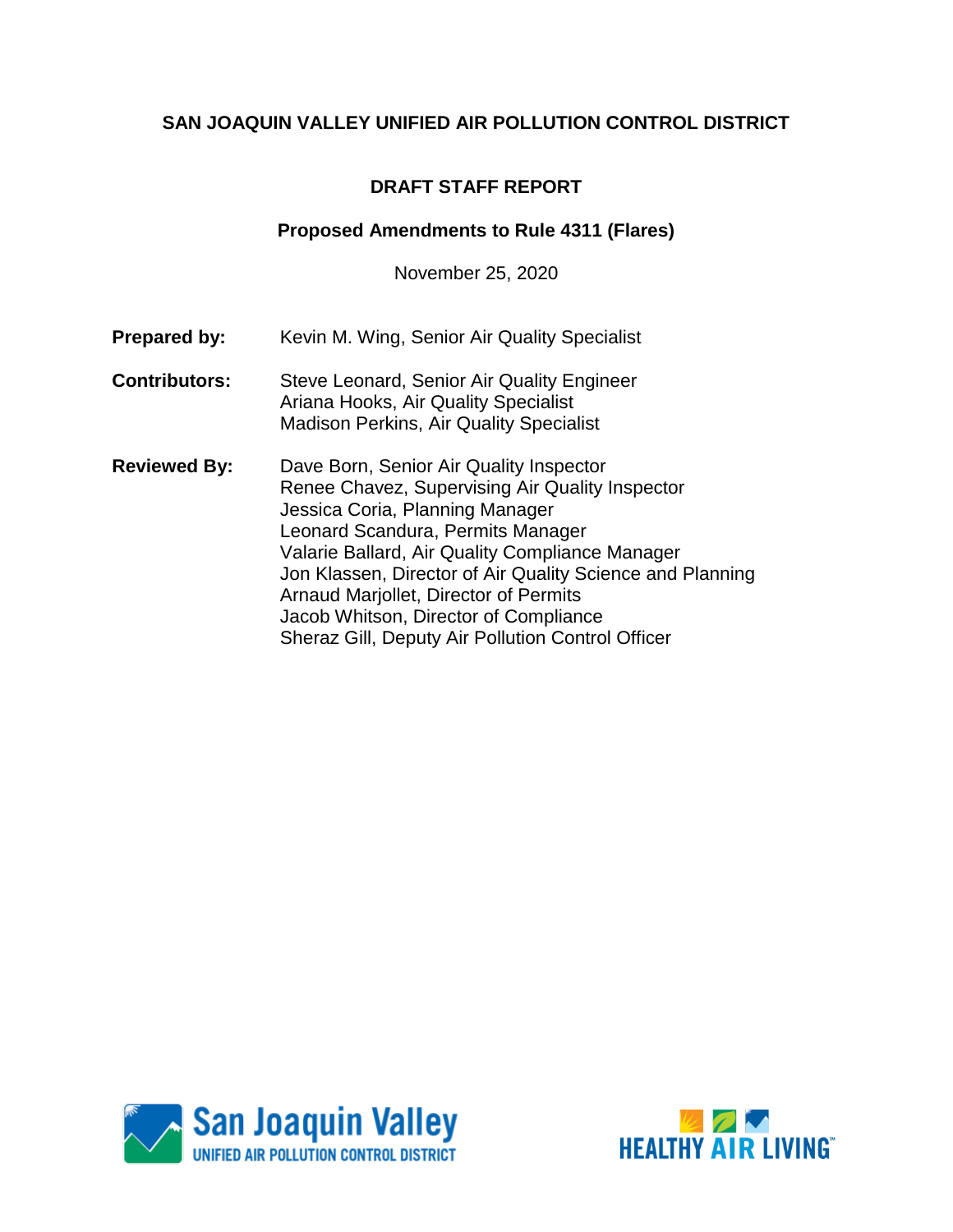# SAN JOAQUIN VALLEY UNIFIED AIR POLLUTION CONTROL DISTRICT

## DRAFT STAFF REPORT

### Proposed Amendments to Rule 4311 (Flares)

November 25, 2020

**Prepared by:** Kevin M. Wing, Senior Air Quality Specialist

**Contributors:** Steve Leonard, Senior Air Quality Engineer
Ariana Hooks, Air Quality Specialist
Madison Perkins, Air Quality Specialist

**Reviewed By:** Dave Born, Senior Air Quality Inspector
Renee Chavez, Supervising Air Quality Inspector
Jessica Coria, Planning Manager
Leonard Scandura, Permits Manager
Valarie Ballard, Air Quality Compliance Manager
Jon Klassen, Director of Air Quality Science and Planning
Arnaud Marjollet, Director of Permits
Jacob Whitson, Director of Compliance
Sheraz Gill, Deputy Air Pollution Control Officer

San Joaquin Valley UNIFIED AIR POLLUTION CONTROL DISTRICT

HEALTHY AIR LIVING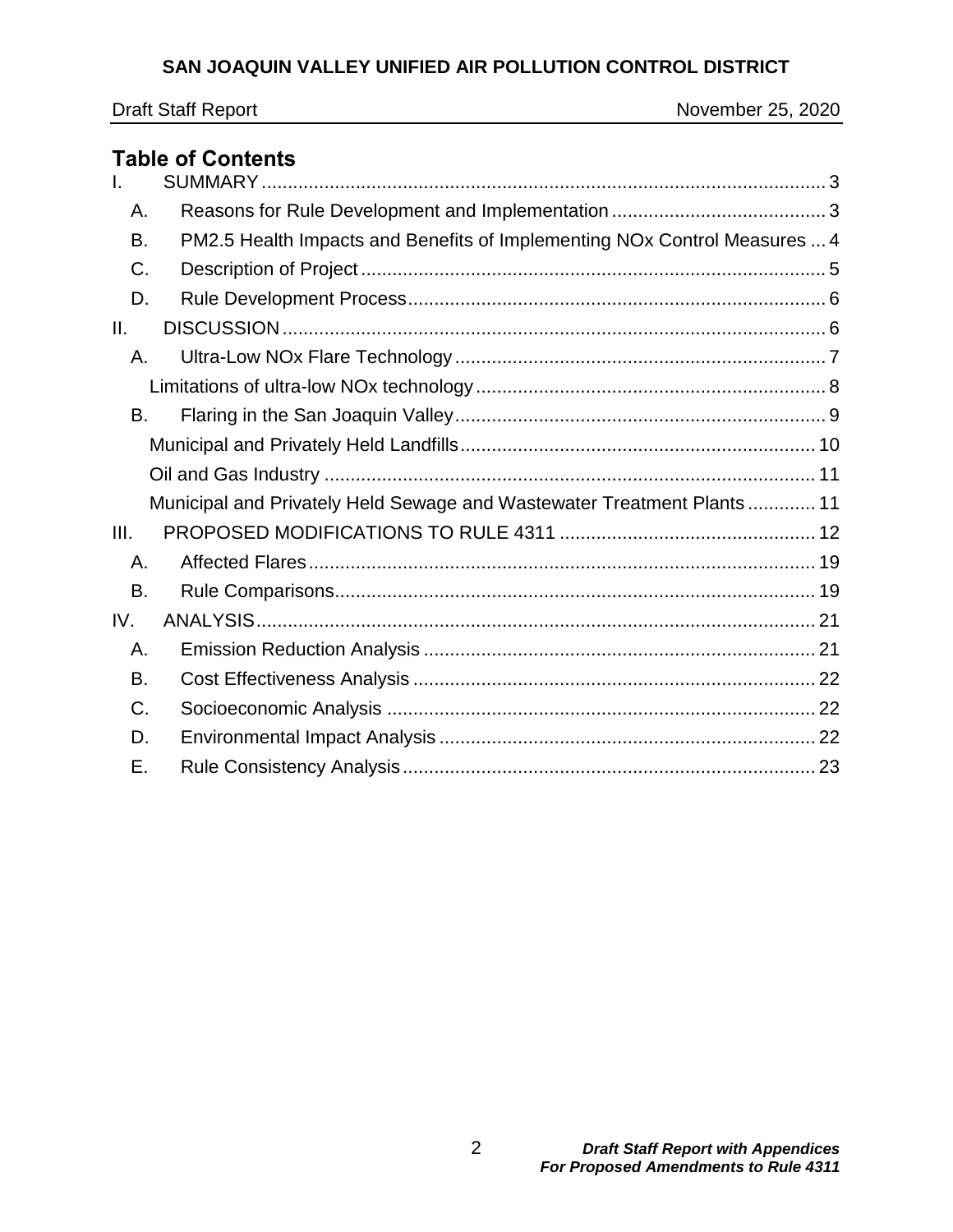## Table of Contents

I. SUMMARY ... 3
- A. Reasons for Rule Development and Implementation ... 3
- B. PM2.5 Health Impacts and Benefits of Implementing NOx Control Measures ... 4
- C. Description of Project ... 5
- D. Rule Development Process ... 6

II. DISCUSSION ... 6
- A. Ultra-Low NOx Flare Technology ... 7
  - Limitations of ultra-low NOx technology ... 8
- B. Flaring in the San Joaquin Valley ... 9
  - Municipal and Privately Held Landfills ... 10
  - Oil and Gas Industry ... 11
  - Municipal and Privately Held Sewage and Wastewater Treatment Plants ... 11

III. PROPOSED MODIFICATIONS TO RULE 4311 ... 12
- A. Affected Flares ... 19
- B. Rule Comparisons ... 19

IV. ANALYSIS ... 21
- A. Emission Reduction Analysis ... 21
- B. Cost Effectiveness Analysis ... 22
- C. Socioeconomic Analysis ... 22
- D. Environmental Impact Analysis ... 22
- E. Rule Consistency Analysis ... 23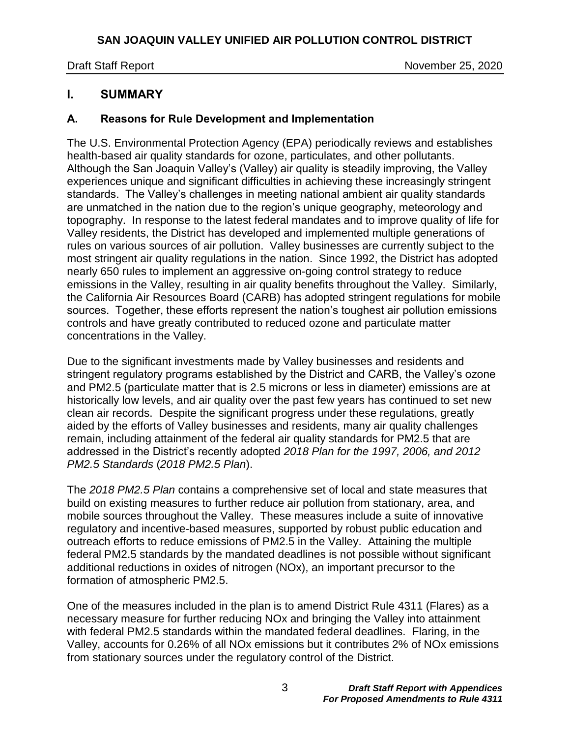# I. SUMMARY

## A. Reasons for Rule Development and Implementation

The U.S. Environmental Protection Agency (EPA) periodically reviews and establishes health-based air quality standards for ozone, particulates, and other pollutants. Although the San Joaquin Valley's (Valley) air quality is steadily improving, the Valley experiences unique and significant difficulties in achieving these increasingly stringent standards. The Valley's challenges in meeting national ambient air quality standards are unmatched in the nation due to the region's unique geography, meteorology and topography. In response to the latest federal mandates and to improve quality of life for Valley residents, the District has developed and implemented multiple generations of rules on various sources of air pollution. Valley businesses are currently subject to the most stringent air quality regulations in the nation. Since 1992, the District has adopted nearly 650 rules to implement an aggressive on-going control strategy to reduce emissions in the Valley, resulting in air quality benefits throughout the Valley. Similarly, the California Air Resources Board (CARB) has adopted stringent regulations for mobile sources. Together, these efforts represent the nation's toughest air pollution emissions controls and have greatly contributed to reduced ozone and particulate matter concentrations in the Valley.

Due to the significant investments made by Valley businesses and residents and stringent regulatory programs established by the District and CARB, the Valley's ozone and PM2.5 (particulate matter that is 2.5 microns or less in diameter) emissions are at historically low levels, and air quality over the past few years has continued to set new clean air records. Despite the significant progress under these regulations, greatly aided by the efforts of Valley businesses and residents, many air quality challenges remain, including attainment of the federal air quality standards for PM2.5 that are addressed in the District's recently adopted *2018 Plan for the 1997, 2006, and 2012 PM2.5 Standards* (*2018 PM2.5 Plan*).

The *2018 PM2.5 Plan* contains a comprehensive set of local and state measures that build on existing measures to further reduce air pollution from stationary, area, and mobile sources throughout the Valley. These measures include a suite of innovative regulatory and incentive-based measures, supported by robust public education and outreach efforts to reduce emissions of PM2.5 in the Valley. Attaining the multiple federal PM2.5 standards by the mandated deadlines is not possible without significant additional reductions in oxides of nitrogen (NOx), an important precursor to the formation of atmospheric PM2.5.

One of the measures included in the plan is to amend District Rule 4311 (Flares) as a necessary measure for further reducing NOx and bringing the Valley into attainment with federal PM2.5 standards within the mandated federal deadlines. Flaring, in the Valley, accounts for 0.26% of all NOx emissions but it contributes 2% of NOx emissions from stationary sources under the regulatory control of the District.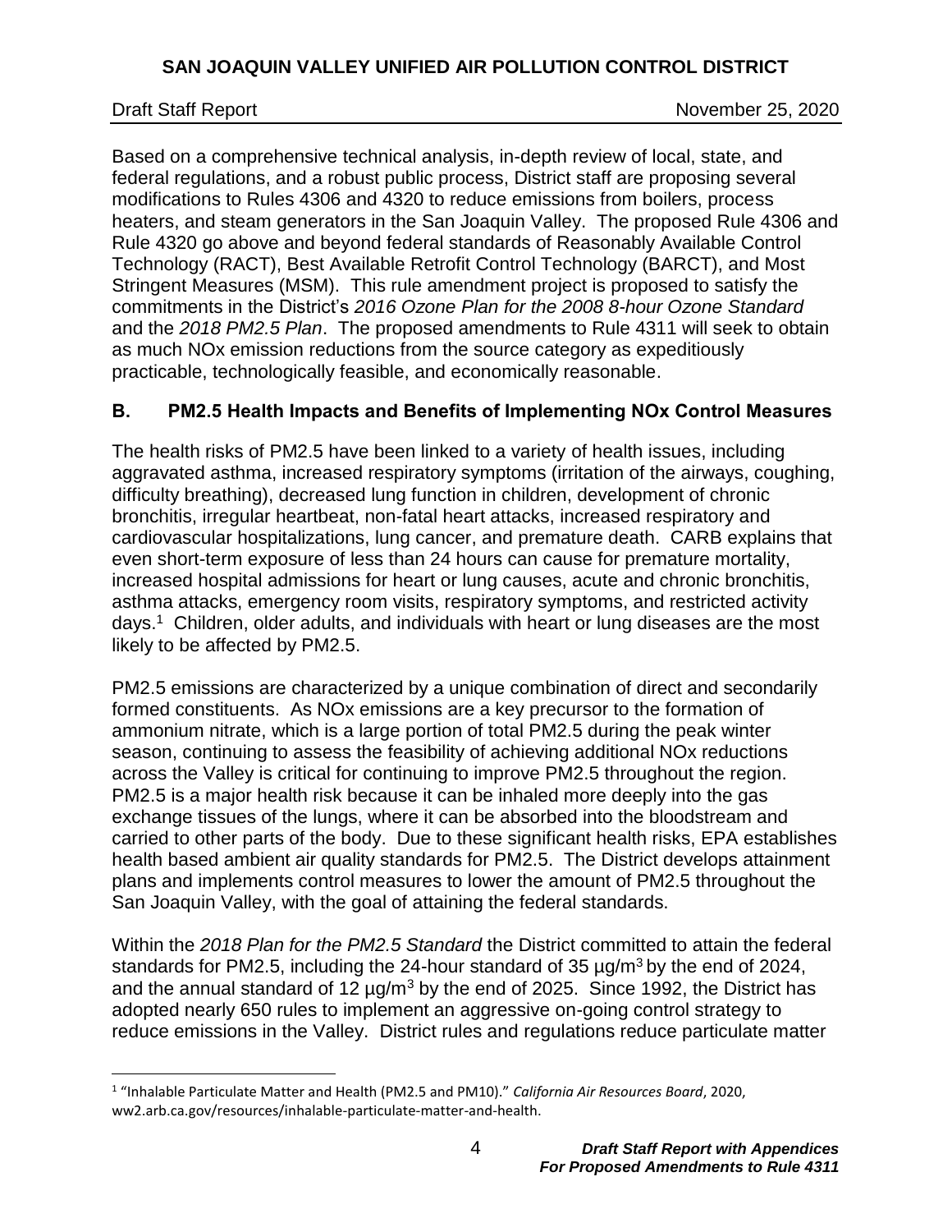Based on a comprehensive technical analysis, in-depth review of local, state, and federal regulations, and a robust public process, District staff are proposing several modifications to Rules 4306 and 4320 to reduce emissions from boilers, process heaters, and steam generators in the San Joaquin Valley. The proposed Rule 4306 and Rule 4320 go above and beyond federal standards of Reasonably Available Control Technology (RACT), Best Available Retrofit Control Technology (BARCT), and Most Stringent Measures (MSM). This rule amendment project is proposed to satisfy the commitments in the District's *2016 Ozone Plan for the 2008 8-hour Ozone Standard* and the *2018 PM2.5 Plan*. The proposed amendments to Rule 4311 will seek to obtain as much NOx emission reductions from the source category as expeditiously practicable, technologically feasible, and economically reasonable.

## B. PM2.5 Health Impacts and Benefits of Implementing NOx Control Measures

The health risks of PM2.5 have been linked to a variety of health issues, including aggravated asthma, increased respiratory symptoms (irritation of the airways, coughing, difficulty breathing), decreased lung function in children, development of chronic bronchitis, irregular heartbeat, non-fatal heart attacks, increased respiratory and cardiovascular hospitalizations, lung cancer, and premature death. CARB explains that even short-term exposure of less than 24 hours can cause for premature mortality, increased hospital admissions for heart or lung causes, acute and chronic bronchitis, asthma attacks, emergency room visits, respiratory symptoms, and restricted activity days.[1] Children, older adults, and individuals with heart or lung diseases are the most likely to be affected by PM2.5.

PM2.5 emissions are characterized by a unique combination of direct and secondarily formed constituents. As NOx emissions are a key precursor to the formation of ammonium nitrate, which is a large portion of total PM2.5 during the peak winter season, continuing to assess the feasibility of achieving additional NOx reductions across the Valley is critical for continuing to improve PM2.5 throughout the region. PM2.5 is a major health risk because it can be inhaled more deeply into the gas exchange tissues of the lungs, where it can be absorbed into the bloodstream and carried to other parts of the body. Due to these significant health risks, EPA establishes health based ambient air quality standards for PM2.5. The District develops attainment plans and implements control measures to lower the amount of PM2.5 throughout the San Joaquin Valley, with the goal of attaining the federal standards.

Within the *2018 Plan for the PM2.5 Standard* the District committed to attain the federal standards for PM2.5, including the 24-hour standard of 35 $\mu g/m^3$ by the end of 2024, and the annual standard of 12 $\mu g/m^3$ by the end of 2025. Since 1992, the District has adopted nearly 650 rules to implement an aggressive on-going control strategy to reduce emissions in the Valley. District rules and regulations reduce particulate matter

[1] "Inhalable Particulate Matter and Health (PM2.5 and PM10)." *California Air Resources Board*, 2020, ww2.arb.ca.gov/resources/inhalable-particulate-matter-and-health.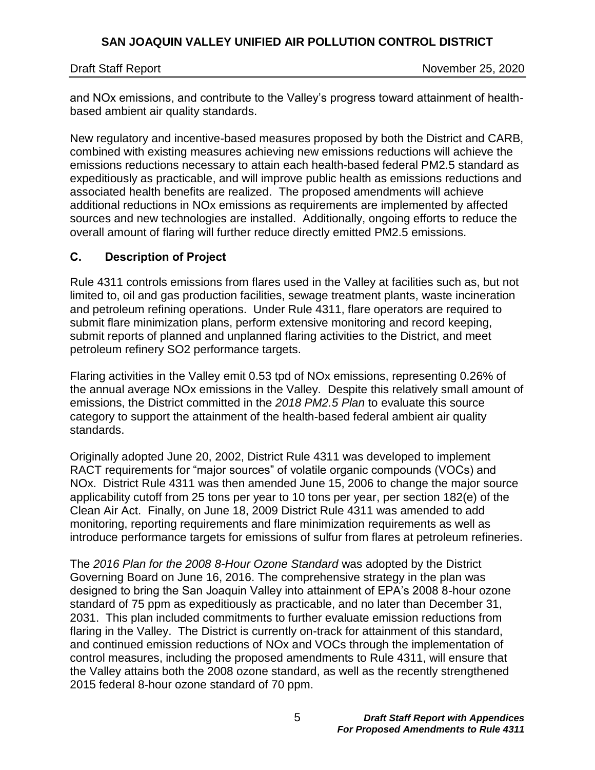and NOx emissions, and contribute to the Valley's progress toward attainment of health-based ambient air quality standards.

New regulatory and incentive-based measures proposed by both the District and CARB, combined with existing measures achieving new emissions reductions will achieve the emissions reductions necessary to attain each health-based federal PM2.5 standard as expeditiously as practicable, and will improve public health as emissions reductions and associated health benefits are realized. The proposed amendments will achieve additional reductions in NOx emissions as requirements are implemented by affected sources and new technologies are installed. Additionally, ongoing efforts to reduce the overall amount of flaring will further reduce directly emitted PM2.5 emissions.

## C. Description of Project

Rule 4311 controls emissions from flares used in the Valley at facilities such as, but not limited to, oil and gas production facilities, sewage treatment plants, waste incineration and petroleum refining operations. Under Rule 4311, flare operators are required to submit flare minimization plans, perform extensive monitoring and record keeping, submit reports of planned and unplanned flaring activities to the District, and meet petroleum refinery $SO_2$ performance targets.

Flaring activities in the Valley emit 0.53 tpd of NOx emissions, representing 0.26% of the annual average NOx emissions in the Valley. Despite this relatively small amount of emissions, the District committed in the *2018 PM2.5 Plan* to evaluate this source category to support the attainment of the health-based federal ambient air quality standards.

Originally adopted June 20, 2002, District Rule 4311 was developed to implement RACT requirements for "major sources" of volatile organic compounds (VOCs) and NOx. District Rule 4311 was then amended June 15, 2006 to change the major source applicability cutoff from 25 tons per year to 10 tons per year, per section 182(e) of the Clean Air Act. Finally, on June 18, 2009 District Rule 4311 was amended to add monitoring, reporting requirements and flare minimization requirements as well as introduce performance targets for emissions of sulfur from flares at petroleum refineries.

The *2016 Plan for the 2008 8-Hour Ozone Standard* was adopted by the District Governing Board on June 16, 2016. The comprehensive strategy in the plan was designed to bring the San Joaquin Valley into attainment of EPA's 2008 8-hour ozone standard of 75 ppm as expeditiously as practicable, and no later than December 31, 2031. This plan included commitments to further evaluate emission reductions from flaring in the Valley. The District is currently on-track for attainment of this standard, and continued emission reductions of NOx and VOCs through the implementation of control measures, including the proposed amendments to Rule 4311, will ensure that the Valley attains both the 2008 ozone standard, as well as the recently strengthened 2015 federal 8-hour ozone standard of 70 ppm.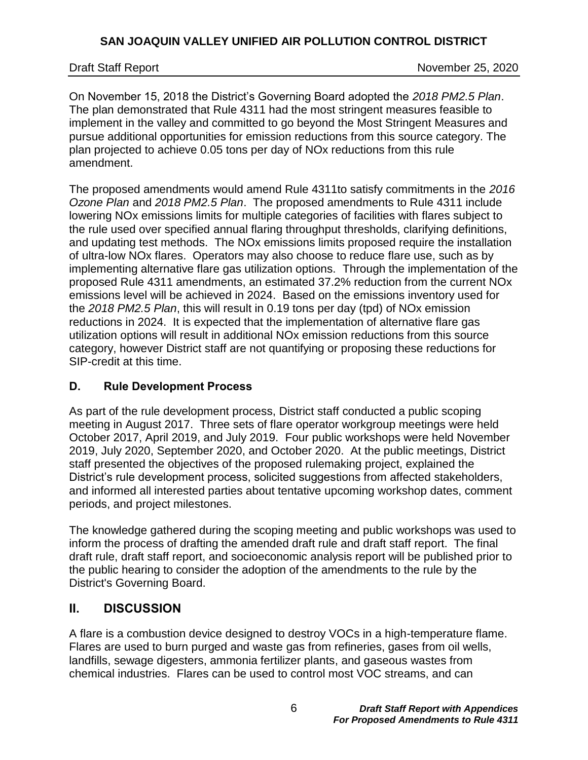On November 15, 2018 the District's Governing Board adopted the *2018 PM2.5 Plan*. The plan demonstrated that Rule 4311 had the most stringent measures feasible to implement in the valley and committed to go beyond the Most Stringent Measures and pursue additional opportunities for emission reductions from this source category. The plan projected to achieve 0.05 tons per day of NOx reductions from this rule amendment.

The proposed amendments would amend Rule 4311to satisfy commitments in the *2016 Ozone Plan* and *2018 PM2.5 Plan*. The proposed amendments to Rule 4311 include lowering NOx emissions limits for multiple categories of facilities with flares subject to the rule used over specified annual flaring throughput thresholds, clarifying definitions, and updating test methods. The NOx emissions limits proposed require the installation of ultra-low NOx flares. Operators may also choose to reduce flare use, such as by implementing alternative flare gas utilization options. Through the implementation of the proposed Rule 4311 amendments, an estimated 37.2% reduction from the current NOx emissions level will be achieved in 2024. Based on the emissions inventory used for the *2018 PM2.5 Plan*, this will result in 0.19 tons per day (tpd) of NOx emission reductions in 2024. It is expected that the implementation of alternative flare gas utilization options will result in additional NOx emission reductions from this source category, however District staff are not quantifying or proposing these reductions for SIP-credit at this time.

### D. Rule Development Process

As part of the rule development process, District staff conducted a public scoping meeting in August 2017. Three sets of flare operator workgroup meetings were held October 2017, April 2019, and July 2019. Four public workshops were held November 2019, July 2020, September 2020, and October 2020. At the public meetings, District staff presented the objectives of the proposed rulemaking project, explained the District's rule development process, solicited suggestions from affected stakeholders, and informed all interested parties about tentative upcoming workshop dates, comment periods, and project milestones.

The knowledge gathered during the scoping meeting and public workshops was used to inform the process of drafting the amended draft rule and draft staff report. The final draft rule, draft staff report, and socioeconomic analysis report will be published prior to the public hearing to consider the adoption of the amendments to the rule by the District's Governing Board.

## II. DISCUSSION

A flare is a combustion device designed to destroy VOCs in a high-temperature flame. Flares are used to burn purged and waste gas from refineries, gases from oil wells, landfills, sewage digesters, ammonia fertilizer plants, and gaseous wastes from chemical industries. Flares can be used to control most VOC streams, and can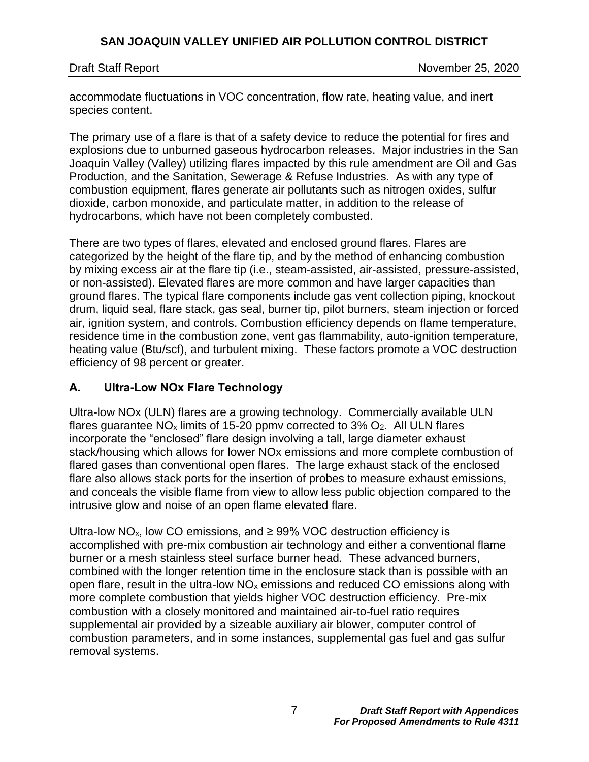accommodate fluctuations in VOC concentration, flow rate, heating value, and inert species content.

The primary use of a flare is that of a safety device to reduce the potential for fires and explosions due to unburned gaseous hydrocarbon releases. Major industries in the San Joaquin Valley (Valley) utilizing flares impacted by this rule amendment are Oil and Gas Production, and the Sanitation, Sewerage & Refuse Industries. As with any type of combustion equipment, flares generate air pollutants such as nitrogen oxides, sulfur dioxide, carbon monoxide, and particulate matter, in addition to the release of hydrocarbons, which have not been completely combusted.

There are two types of flares, elevated and enclosed ground flares. Flares are categorized by the height of the flare tip, and by the method of enhancing combustion by mixing excess air at the flare tip (i.e., steam-assisted, air-assisted, pressure-assisted, or non-assisted). Elevated flares are more common and have larger capacities than ground flares. The typical flare components include gas vent collection piping, knockout drum, liquid seal, flare stack, gas seal, burner tip, pilot burners, steam injection or forced air, ignition system, and controls. Combustion efficiency depends on flame temperature, residence time in the combustion zone, vent gas flammability, auto-ignition temperature, heating value (Btu/scf), and turbulent mixing. These factors promote a VOC destruction efficiency of 98 percent or greater.

## A. Ultra-Low NOx Flare Technology

Ultra-low NOx (ULN) flares are a growing technology. Commercially available ULN flares guarantee $NO_x$ limits of 15-20 ppmv corrected to 3% $O_2$. All ULN flares incorporate the "enclosed" flare design involving a tall, large diameter exhaust stack/housing which allows for lower NOx emissions and more complete combustion of flared gases than conventional open flares. The large exhaust stack of the enclosed flare also allows stack ports for the insertion of probes to measure exhaust emissions, and conceals the visible flame from view to allow less public objection compared to the intrusive glow and noise of an open flame elevated flare.

Ultra-low $NO_x$, low CO emissions, and ≥ 99% VOC destruction efficiency is accomplished with pre-mix combustion air technology and either a conventional flame burner or a mesh stainless steel surface burner head. These advanced burners, combined with the longer retention time in the enclosure stack than is possible with an open flare, result in the ultra-low $NO_x$ emissions and reduced CO emissions along with more complete combustion that yields higher VOC destruction efficiency. Pre-mix combustion with a closely monitored and maintained air-to-fuel ratio requires supplemental air provided by a sizeable auxiliary air blower, computer control of combustion parameters, and in some instances, supplemental gas fuel and gas sulfur removal systems.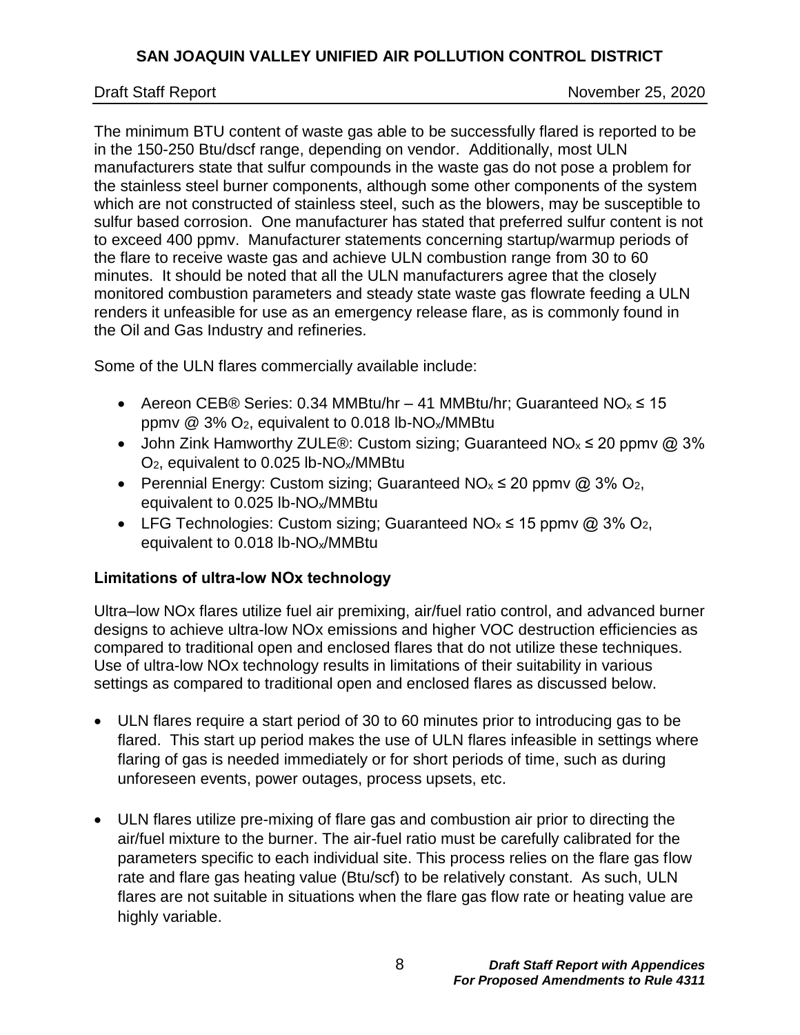The minimum BTU content of waste gas able to be successfully flared is reported to be in the 150-250 Btu/dscf range, depending on vendor. Additionally, most ULN manufacturers state that sulfur compounds in the waste gas do not pose a problem for the stainless steel burner components, although some other components of the system which are not constructed of stainless steel, such as the blowers, may be susceptible to sulfur based corrosion. One manufacturer has stated that preferred sulfur content is not to exceed 400 ppmv. Manufacturer statements concerning startup/warmup periods of the flare to receive waste gas and achieve ULN combustion range from 30 to 60 minutes. It should be noted that all the ULN manufacturers agree that the closely monitored combustion parameters and steady state waste gas flowrate feeding a ULN renders it unfeasible for use as an emergency release flare, as is commonly found in the Oil and Gas Industry and refineries.

Some of the ULN flares commercially available include:

- Aereon CEB® Series: 0.34 MMBtu/hr – 41 MMBtu/hr; Guaranteed $NO_x \leq 15$ ppmv @ 3% $O_2$, equivalent to 0.018 lb-$NO_x$/MMBtu
- John Zink Hamworthy ZULE®: Custom sizing; Guaranteed $NO_x \leq 20$ ppmv @ 3% $O_2$, equivalent to 0.025 lb-$NO_x$/MMBtu
- Perennial Energy: Custom sizing; Guaranteed $NO_x \leq 20$ ppmv @ 3% $O_2$, equivalent to 0.025 lb-$NO_x$/MMBtu
- LFG Technologies: Custom sizing; Guaranteed $NO_x \leq 15$ ppmv @ 3% $O_2$, equivalent to 0.018 lb-$NO_x$/MMBtu

### Limitations of ultra-low NOx technology

Ultra–low NOx flares utilize fuel air premixing, air/fuel ratio control, and advanced burner designs to achieve ultra-low NOx emissions and higher VOC destruction efficiencies as compared to traditional open and enclosed flares that do not utilize these techniques. Use of ultra-low NOx technology results in limitations of their suitability in various settings as compared to traditional open and enclosed flares as discussed below.

- ULN flares require a start period of 30 to 60 minutes prior to introducing gas to be flared. This start up period makes the use of ULN flares infeasible in settings where flaring of gas is needed immediately or for short periods of time, such as during unforeseen events, power outages, process upsets, etc.

- ULN flares utilize pre-mixing of flare gas and combustion air prior to directing the air/fuel mixture to the burner. The air-fuel ratio must be carefully calibrated for the parameters specific to each individual site. This process relies on the flare gas flow rate and flare gas heating value (Btu/scf) to be relatively constant. As such, ULN flares are not suitable in situations when the flare gas flow rate or heating value are highly variable.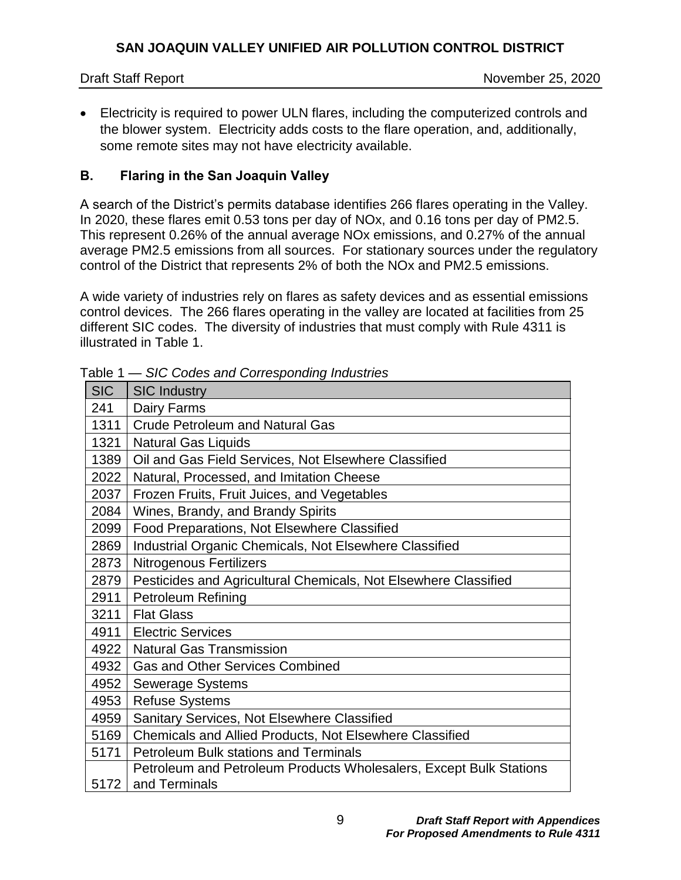- Electricity is required to power ULN flares, including the computerized controls and the blower system. Electricity adds costs to the flare operation, and, additionally, some remote sites may not have electricity available.

## B. Flaring in the San Joaquin Valley

A search of the District's permits database identifies 266 flares operating in the Valley. In 2020, these flares emit 0.53 tons per day of NOx, and 0.16 tons per day of PM2.5. This represent 0.26% of the annual average NOx emissions, and 0.27% of the annual average PM2.5 emissions from all sources. For stationary sources under the regulatory control of the District that represents 2% of both the NOx and PM2.5 emissions.

A wide variety of industries rely on flares as safety devices and as essential emissions control devices. The 266 flares operating in the valley are located at facilities from 25 different SIC codes. The diversity of industries that must comply with Rule 4311 is illustrated in Table 1.

Table 1 — *SIC Codes and Corresponding Industries*

| SIC | SIC Industry |
|---|---|
| 241 | Dairy Farms |
| 1311 | Crude Petroleum and Natural Gas |
| 1321 | Natural Gas Liquids |
| 1389 | Oil and Gas Field Services, Not Elsewhere Classified |
| 2022 | Natural, Processed, and Imitation Cheese |
| 2037 | Frozen Fruits, Fruit Juices, and Vegetables |
| 2084 | Wines, Brandy, and Brandy Spirits |
| 2099 | Food Preparations, Not Elsewhere Classified |
| 2869 | Industrial Organic Chemicals, Not Elsewhere Classified |
| 2873 | Nitrogenous Fertilizers |
| 2879 | Pesticides and Agricultural Chemicals, Not Elsewhere Classified |
| 2911 | Petroleum Refining |
| 3211 | Flat Glass |
| 4911 | Electric Services |
| 4922 | Natural Gas Transmission |
| 4932 | Gas and Other Services Combined |
| 4952 | Sewerage Systems |
| 4953 | Refuse Systems |
| 4959 | Sanitary Services, Not Elsewhere Classified |
| 5169 | Chemicals and Allied Products, Not Elsewhere Classified |
| 5171 | Petroleum Bulk stations and Terminals |
| 5172 | Petroleum and Petroleum Products Wholesalers, Except Bulk Stations and Terminals |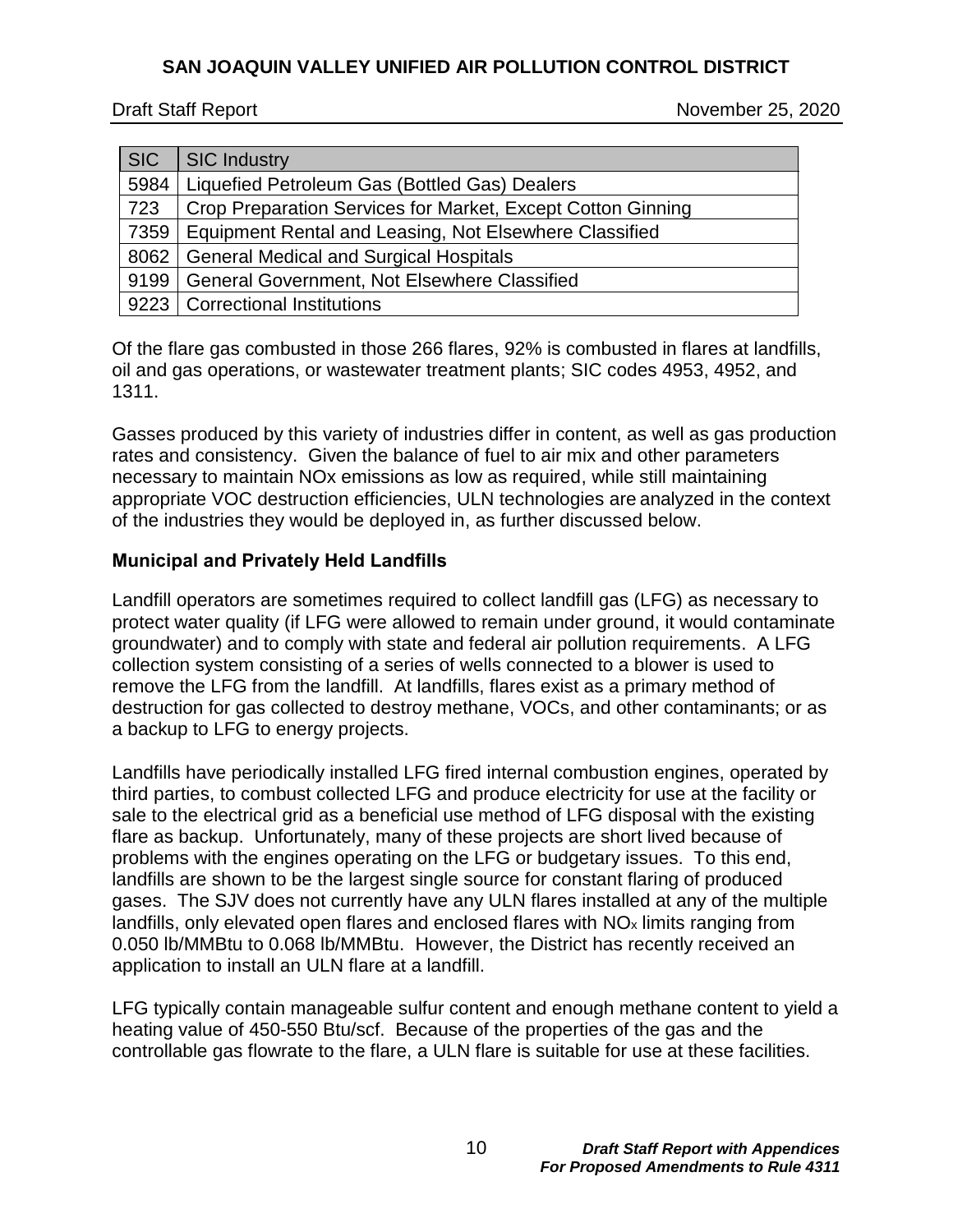| SIC | SIC Industry |
|---|---|
| 5984 | Liquefied Petroleum Gas (Bottled Gas) Dealers |
| 723 | Crop Preparation Services for Market, Except Cotton Ginning |
| 7359 | Equipment Rental and Leasing, Not Elsewhere Classified |
| 8062 | General Medical and Surgical Hospitals |
| 9199 | General Government, Not Elsewhere Classified |
| 9223 | Correctional Institutions |

Of the flare gas combusted in those 266 flares, 92% is combusted in flares at landfills, oil and gas operations, or wastewater treatment plants; SIC codes 4953, 4952, and 1311.

Gasses produced by this variety of industries differ in content, as well as gas production rates and consistency. Given the balance of fuel to air mix and other parameters necessary to maintain NOx emissions as low as required, while still maintaining appropriate VOC destruction efficiencies, ULN technologies are analyzed in the context of the industries they would be deployed in, as further discussed below.

**Municipal and Privately Held Landfills**

Landfill operators are sometimes required to collect landfill gas (LFG) as necessary to protect water quality (if LFG were allowed to remain under ground, it would contaminate groundwater) and to comply with state and federal air pollution requirements. A LFG collection system consisting of a series of wells connected to a blower is used to remove the LFG from the landfill. At landfills, flares exist as a primary method of destruction for gas collected to destroy methane, VOCs, and other contaminants; or as a backup to LFG to energy projects.

Landfills have periodically installed LFG fired internal combustion engines, operated by third parties, to combust collected LFG and produce electricity for use at the facility or sale to the electrical grid as a beneficial use method of LFG disposal with the existing flare as backup. Unfortunately, many of these projects are short lived because of problems with the engines operating on the LFG or budgetary issues. To this end, landfills are shown to be the largest single source for constant flaring of produced gases. The SJV does not currently have any ULN flares installed at any of the multiple landfills, only elevated open flares and enclosed flares with $NO_x$ limits ranging from 0.050 lb/MMBtu to 0.068 lb/MMBtu. However, the District has recently received an application to install an ULN flare at a landfill.

LFG typically contain manageable sulfur content and enough methane content to yield a heating value of 450-550 Btu/scf. Because of the properties of the gas and the controllable gas flowrate to the flare, a ULN flare is suitable for use at these facilities.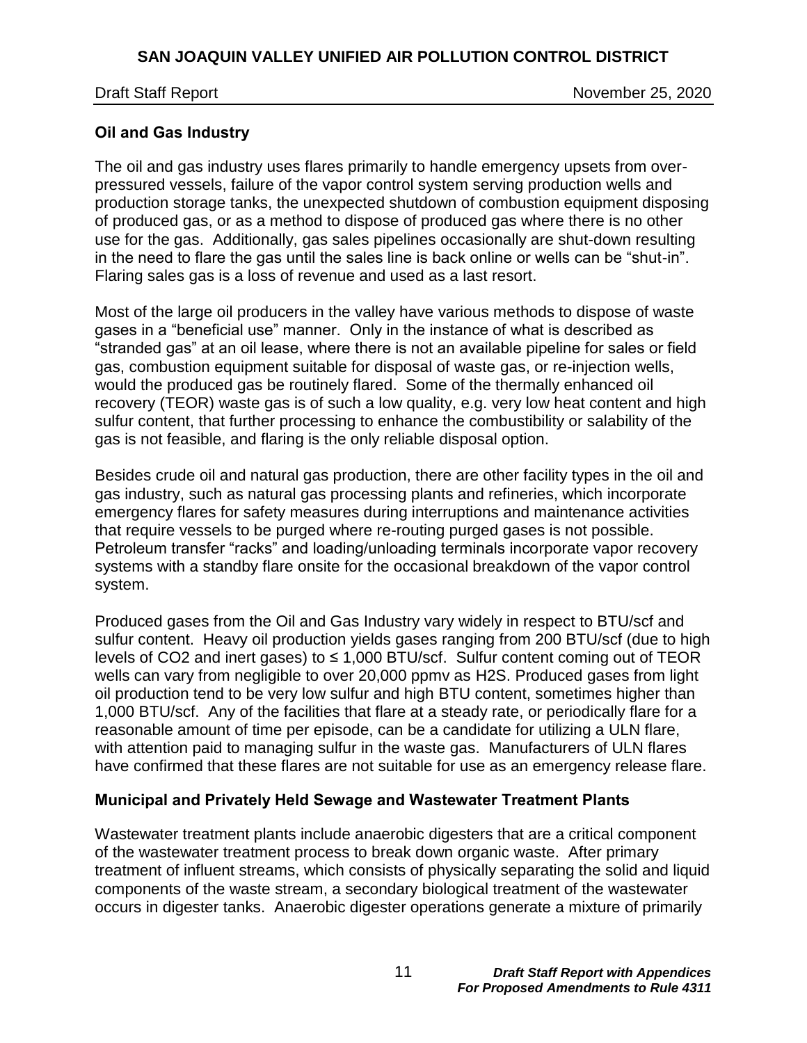### Oil and Gas Industry

The oil and gas industry uses flares primarily to handle emergency upsets from over-pressured vessels, failure of the vapor control system serving production wells and production storage tanks, the unexpected shutdown of combustion equipment disposing of produced gas, or as a method to dispose of produced gas where there is no other use for the gas. Additionally, gas sales pipelines occasionally are shut-down resulting in the need to flare the gas until the sales line is back online or wells can be "shut-in". Flaring sales gas is a loss of revenue and used as a last resort.

Most of the large oil producers in the valley have various methods to dispose of waste gases in a "beneficial use" manner. Only in the instance of what is described as "stranded gas" at an oil lease, where there is not an available pipeline for sales or field gas, combustion equipment suitable for disposal of waste gas, or re-injection wells, would the produced gas be routinely flared. Some of the thermally enhanced oil recovery (TEOR) waste gas is of such a low quality, e.g. very low heat content and high sulfur content, that further processing to enhance the combustibility or salability of the gas is not feasible, and flaring is the only reliable disposal option.

Besides crude oil and natural gas production, there are other facility types in the oil and gas industry, such as natural gas processing plants and refineries, which incorporate emergency flares for safety measures during interruptions and maintenance activities that require vessels to be purged where re-routing purged gases is not possible. Petroleum transfer "racks" and loading/unloading terminals incorporate vapor recovery systems with a standby flare onsite for the occasional breakdown of the vapor control system.

Produced gases from the Oil and Gas Industry vary widely in respect to BTU/scf and sulfur content. Heavy oil production yields gases ranging from 200 BTU/scf (due to high levels of $CO_2$ and inert gases) to ≤ 1,000 BTU/scf. Sulfur content coming out of TEOR wells can vary from negligible to over 20,000 ppmv as $H_2S$. Produced gases from light oil production tend to be very low sulfur and high BTU content, sometimes higher than 1,000 BTU/scf. Any of the facilities that flare at a steady rate, or periodically flare for a reasonable amount of time per episode, can be a candidate for utilizing a ULN flare, with attention paid to managing sulfur in the waste gas. Manufacturers of ULN flares have confirmed that these flares are not suitable for use as an emergency release flare.

### Municipal and Privately Held Sewage and Wastewater Treatment Plants

Wastewater treatment plants include anaerobic digesters that are a critical component of the wastewater treatment process to break down organic waste. After primary treatment of influent streams, which consists of physically separating the solid and liquid components of the waste stream, a secondary biological treatment of the wastewater occurs in digester tanks. Anaerobic digester operations generate a mixture of primarily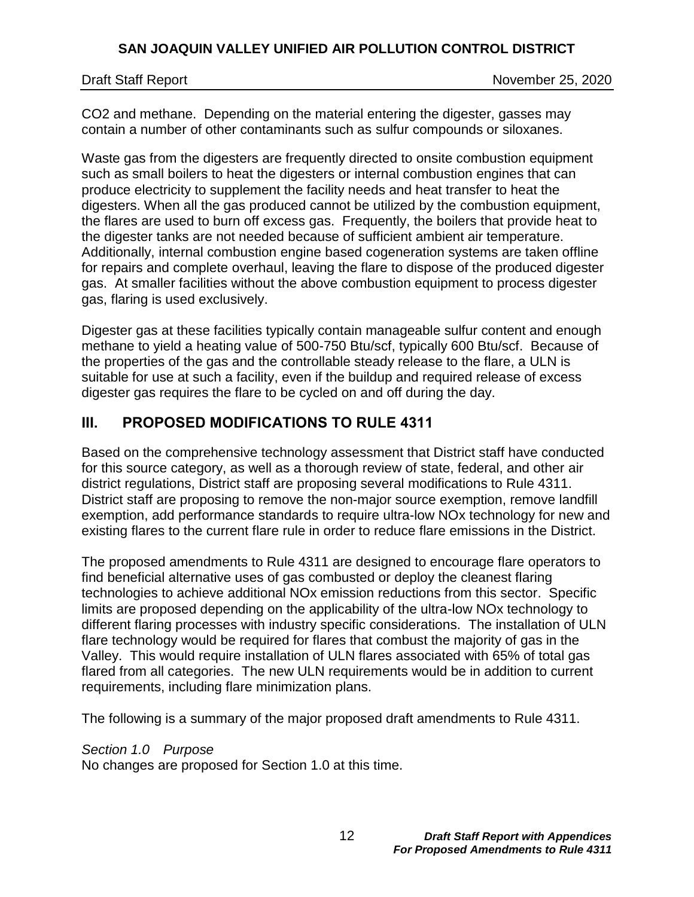$CO_2$ and methane. Depending on the material entering the digester, gasses may contain a number of other contaminants such as sulfur compounds or siloxanes.

Waste gas from the digesters are frequently directed to onsite combustion equipment such as small boilers to heat the digesters or internal combustion engines that can produce electricity to supplement the facility needs and heat transfer to heat the digesters. When all the gas produced cannot be utilized by the combustion equipment, the flares are used to burn off excess gas. Frequently, the boilers that provide heat to the digester tanks are not needed because of sufficient ambient air temperature. Additionally, internal combustion engine based cogeneration systems are taken offline for repairs and complete overhaul, leaving the flare to dispose of the produced digester gas. At smaller facilities without the above combustion equipment to process digester gas, flaring is used exclusively.

Digester gas at these facilities typically contain manageable sulfur content and enough methane to yield a heating value of 500-750 Btu/scf, typically 600 Btu/scf. Because of the properties of the gas and the controllable steady release to the flare, a ULN is suitable for use at such a facility, even if the buildup and required release of excess digester gas requires the flare to be cycled on and off during the day.

## III. PROPOSED MODIFICATIONS TO RULE 4311

Based on the comprehensive technology assessment that District staff have conducted for this source category, as well as a thorough review of state, federal, and other air district regulations, District staff are proposing several modifications to Rule 4311. District staff are proposing to remove the non-major source exemption, remove landfill exemption, add performance standards to require ultra-low NOx technology for new and existing flares to the current flare rule in order to reduce flare emissions in the District.

The proposed amendments to Rule 4311 are designed to encourage flare operators to find beneficial alternative uses of gas combusted or deploy the cleanest flaring technologies to achieve additional NOx emission reductions from this sector. Specific limits are proposed depending on the applicability of the ultra-low NOx technology to different flaring processes with industry specific considerations. The installation of ULN flare technology would be required for flares that combust the majority of gas in the Valley. This would require installation of ULN flares associated with 65% of total gas flared from all categories. The new ULN requirements would be in addition to current requirements, including flare minimization plans.

The following is a summary of the major proposed draft amendments to Rule 4311.

*Section 1.0 Purpose*
No changes are proposed for Section 1.0 at this time.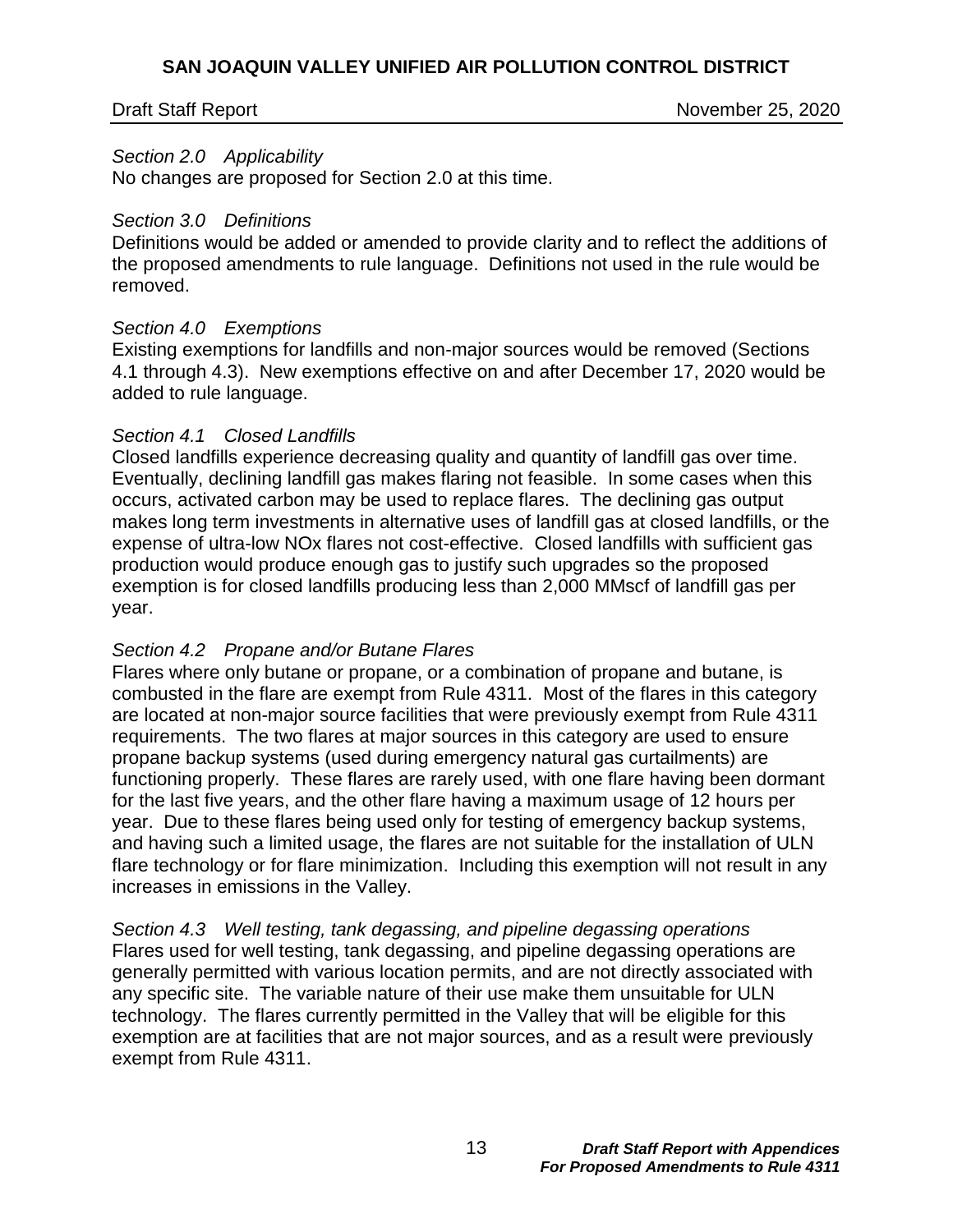*Section 2.0 Applicability*

No changes are proposed for Section 2.0 at this time.

*Section 3.0 Definitions*

Definitions would be added or amended to provide clarity and to reflect the additions of the proposed amendments to rule language. Definitions not used in the rule would be removed.

*Section 4.0 Exemptions*

Existing exemptions for landfills and non-major sources would be removed (Sections 4.1 through 4.3). New exemptions effective on and after December 17, 2020 would be added to rule language.

*Section 4.1 Closed Landfills*

Closed landfills experience decreasing quality and quantity of landfill gas over time. Eventually, declining landfill gas makes flaring not feasible. In some cases when this occurs, activated carbon may be used to replace flares. The declining gas output makes long term investments in alternative uses of landfill gas at closed landfills, or the expense of ultra-low NOx flares not cost-effective. Closed landfills with sufficient gas production would produce enough gas to justify such upgrades so the proposed exemption is for closed landfills producing less than 2,000 MMscf of landfill gas per year.

*Section 4.2 Propane and/or Butane Flares*

Flares where only butane or propane, or a combination of propane and butane, is combusted in the flare are exempt from Rule 4311. Most of the flares in this category are located at non-major source facilities that were previously exempt from Rule 4311 requirements. The two flares at major sources in this category are used to ensure propane backup systems (used during emergency natural gas curtailments) are functioning properly. These flares are rarely used, with one flare having been dormant for the last five years, and the other flare having a maximum usage of 12 hours per year. Due to these flares being used only for testing of emergency backup systems, and having such a limited usage, the flares are not suitable for the installation of ULN flare technology or for flare minimization. Including this exemption will not result in any increases in emissions in the Valley.

*Section 4.3 Well testing, tank degassing, and pipeline degassing operations*

Flares used for well testing, tank degassing, and pipeline degassing operations are generally permitted with various location permits, and are not directly associated with any specific site. The variable nature of their use make them unsuitable for ULN technology. The flares currently permitted in the Valley that will be eligible for this exemption are at facilities that are not major sources, and as a result were previously exempt from Rule 4311.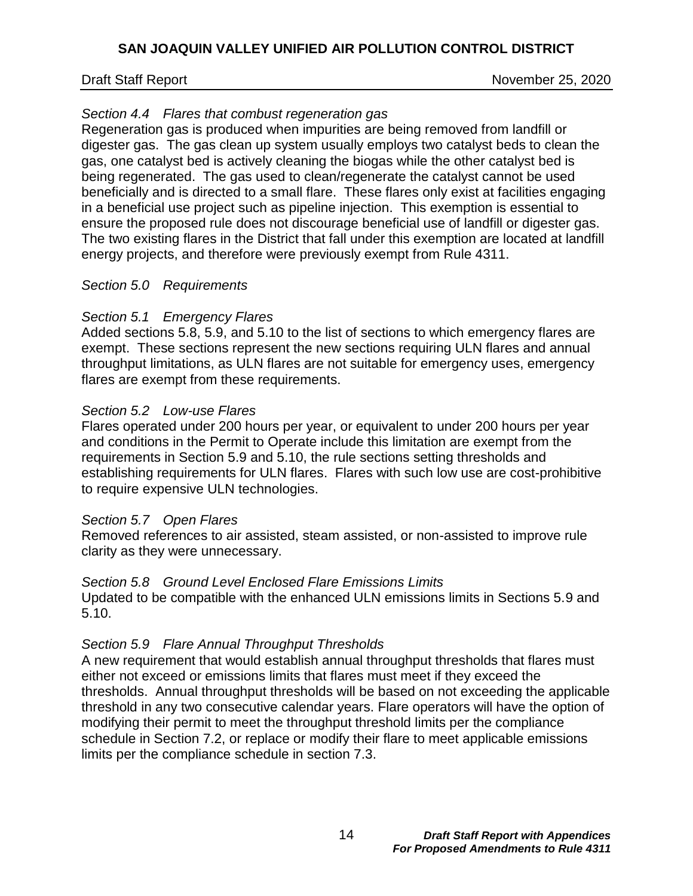*Section 4.4 Flares that combust regeneration gas*

Regeneration gas is produced when impurities are being removed from landfill or digester gas. The gas clean up system usually employs two catalyst beds to clean the gas, one catalyst bed is actively cleaning the biogas while the other catalyst bed is being regenerated. The gas used to clean/regenerate the catalyst cannot be used beneficially and is directed to a small flare. These flares only exist at facilities engaging in a beneficial use project such as pipeline injection. This exemption is essential to ensure the proposed rule does not discourage beneficial use of landfill or digester gas. The two existing flares in the District that fall under this exemption are located at landfill energy projects, and therefore were previously exempt from Rule 4311.

*Section 5.0 Requirements*

*Section 5.1 Emergency Flares*

Added sections 5.8, 5.9, and 5.10 to the list of sections to which emergency flares are exempt. These sections represent the new sections requiring ULN flares and annual throughput limitations, as ULN flares are not suitable for emergency uses, emergency flares are exempt from these requirements.

*Section 5.2 Low-use Flares*

Flares operated under 200 hours per year, or equivalent to under 200 hours per year and conditions in the Permit to Operate include this limitation are exempt from the requirements in Section 5.9 and 5.10, the rule sections setting thresholds and establishing requirements for ULN flares. Flares with such low use are cost-prohibitive to require expensive ULN technologies.

*Section 5.7 Open Flares*

Removed references to air assisted, steam assisted, or non-assisted to improve rule clarity as they were unnecessary.

*Section 5.8 Ground Level Enclosed Flare Emissions Limits*

Updated to be compatible with the enhanced ULN emissions limits in Sections 5.9 and 5.10.

*Section 5.9 Flare Annual Throughput Thresholds*

A new requirement that would establish annual throughput thresholds that flares must either not exceed or emissions limits that flares must meet if they exceed the thresholds. Annual throughput thresholds will be based on not exceeding the applicable threshold in any two consecutive calendar years. Flare operators will have the option of modifying their permit to meet the throughput threshold limits per the compliance schedule in Section 7.2, or replace or modify their flare to meet applicable emissions limits per the compliance schedule in section 7.3.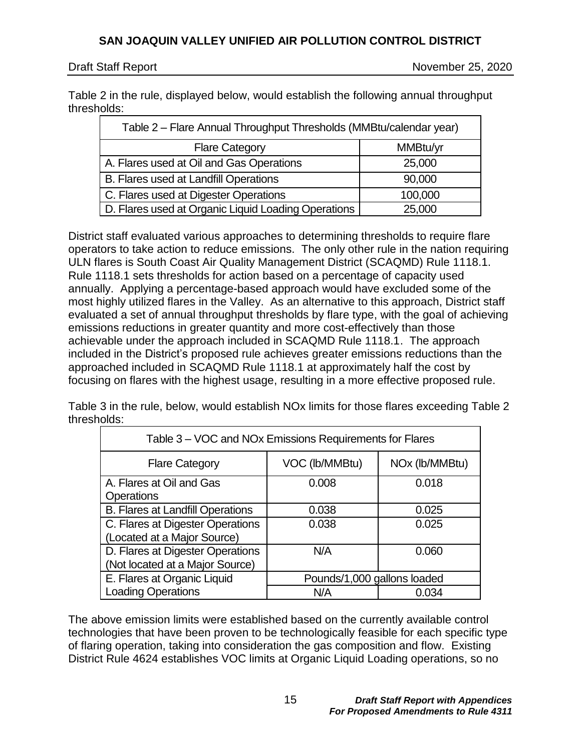Table 2 in the rule, displayed below, would establish the following annual throughput thresholds:

| Table 2 – Flare Annual Throughput Thresholds (MMBtu/calendar year) | |
|---|---|
| Flare Category | MMBtu/yr |
| A. Flares used at Oil and Gas Operations | 25,000 |
| B. Flares used at Landfill Operations | 90,000 |
| C. Flares used at Digester Operations | 100,000 |
| D. Flares used at Organic Liquid Loading Operations | 25,000 |

District staff evaluated various approaches to determining thresholds to require flare operators to take action to reduce emissions. The only other rule in the nation requiring ULN flares is South Coast Air Quality Management District (SCAQMD) Rule 1118.1. Rule 1118.1 sets thresholds for action based on a percentage of capacity used annually. Applying a percentage-based approach would have excluded some of the most highly utilized flares in the Valley. As an alternative to this approach, District staff evaluated a set of annual throughput thresholds by flare type, with the goal of achieving emissions reductions in greater quantity and more cost-effectively than those achievable under the approach included in SCAQMD Rule 1118.1. The approach included in the District's proposed rule achieves greater emissions reductions than the approached included in SCAQMD Rule 1118.1 at approximately half the cost by focusing on flares with the highest usage, resulting in a more effective proposed rule.

Table 3 in the rule, below, would establish NOx limits for those flares exceeding Table 2 thresholds:

| Table 3 – VOC and NOx Emissions Requirements for Flares | | |
|---|---|---|
| Flare Category | VOC (lb/MMBtu) | NOx (lb/MMBtu) |
| A. Flares at Oil and Gas Operations | 0.008 | 0.018 |
| B. Flares at Landfill Operations | 0.038 | 0.025 |
| C. Flares at Digester Operations (Located at a Major Source) | 0.038 | 0.025 |
| D. Flares at Digester Operations (Not located at a Major Source) | N/A | 0.060 |
| E. Flares at Organic Liquid Loading Operations | Pounds/1,000 gallons loaded | |
| | N/A | 0.034 |

The above emission limits were established based on the currently available control technologies that have been proven to be technologically feasible for each specific type of flaring operation, taking into consideration the gas composition and flow. Existing District Rule 4624 establishes VOC limits at Organic Liquid Loading operations, so no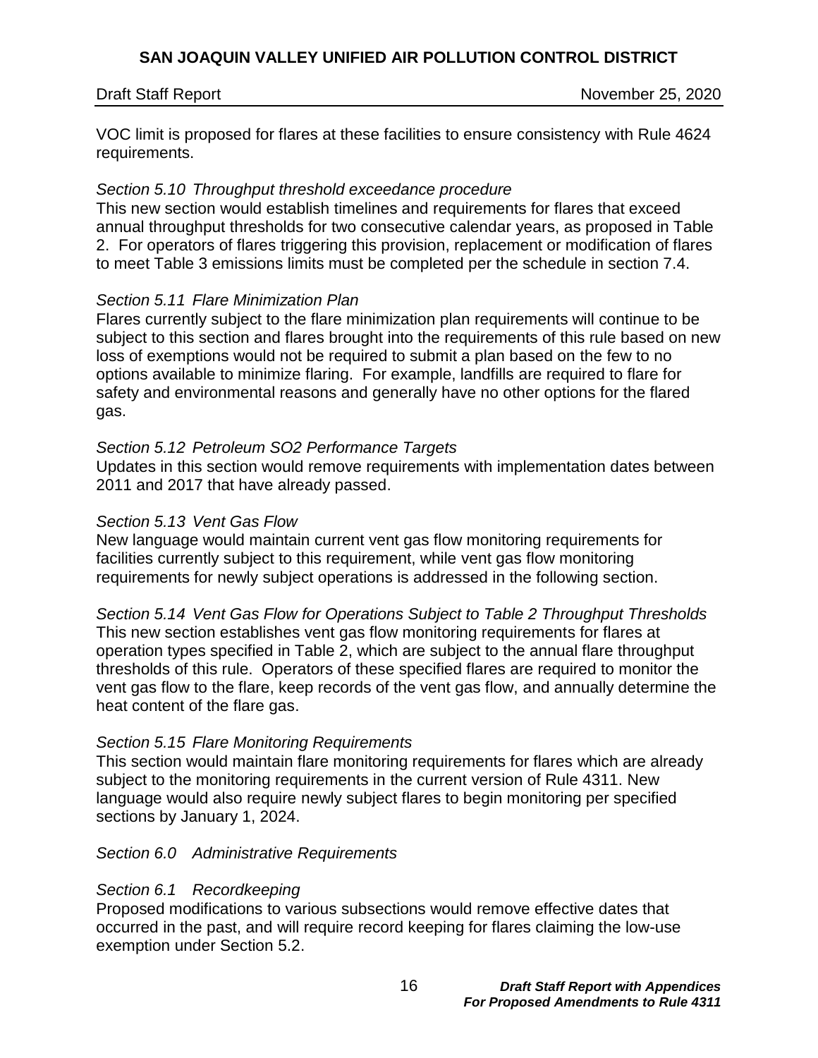VOC limit is proposed for flares at these facilities to ensure consistency with Rule 4624 requirements.

*Section 5.10 Throughput threshold exceedance procedure*

This new section would establish timelines and requirements for flares that exceed annual throughput thresholds for two consecutive calendar years, as proposed in Table 2. For operators of flares triggering this provision, replacement or modification of flares to meet Table 3 emissions limits must be completed per the schedule in section 7.4.

*Section 5.11 Flare Minimization Plan*

Flares currently subject to the flare minimization plan requirements will continue to be subject to this section and flares brought into the requirements of this rule based on new loss of exemptions would not be required to submit a plan based on the few to no options available to minimize flaring. For example, landfills are required to flare for safety and environmental reasons and generally have no other options for the flared gas.

*Section 5.12 Petroleum SO2 Performance Targets*

Updates in this section would remove requirements with implementation dates between 2011 and 2017 that have already passed.

*Section 5.13 Vent Gas Flow*

New language would maintain current vent gas flow monitoring requirements for facilities currently subject to this requirement, while vent gas flow monitoring requirements for newly subject operations is addressed in the following section.

*Section 5.14 Vent Gas Flow for Operations Subject to Table 2 Throughput Thresholds*

This new section establishes vent gas flow monitoring requirements for flares at operation types specified in Table 2, which are subject to the annual flare throughput thresholds of this rule. Operators of these specified flares are required to monitor the vent gas flow to the flare, keep records of the vent gas flow, and annually determine the heat content of the flare gas.

*Section 5.15 Flare Monitoring Requirements*

This section would maintain flare monitoring requirements for flares which are already subject to the monitoring requirements in the current version of Rule 4311. New language would also require newly subject flares to begin monitoring per specified sections by January 1, 2024.

*Section 6.0 Administrative Requirements*

*Section 6.1 Recordkeeping*

Proposed modifications to various subsections would remove effective dates that occurred in the past, and will require record keeping for flares claiming the low-use exemption under Section 5.2.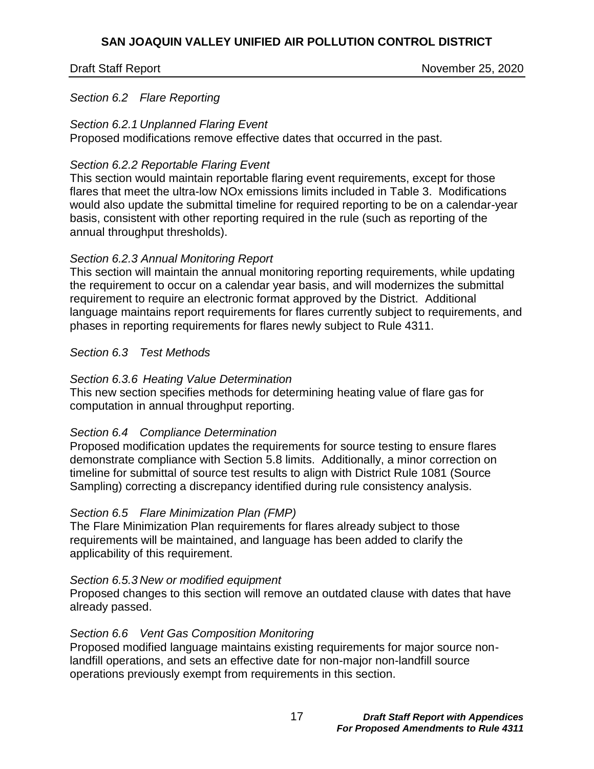*Section 6.2 Flare Reporting*

*Section 6.2.1 Unplanned Flaring Event*
Proposed modifications remove effective dates that occurred in the past.

*Section 6.2.2 Reportable Flaring Event*
This section would maintain reportable flaring event requirements, except for those flares that meet the ultra-low NOx emissions limits included in Table 3. Modifications would also update the submittal timeline for required reporting to be on a calendar-year basis, consistent with other reporting required in the rule (such as reporting of the annual throughput thresholds).

*Section 6.2.3 Annual Monitoring Report*
This section will maintain the annual monitoring reporting requirements, while updating the requirement to occur on a calendar year basis, and will modernizes the submittal requirement to require an electronic format approved by the District. Additional language maintains report requirements for flares currently subject to requirements, and phases in reporting requirements for flares newly subject to Rule 4311.

*Section 6.3 Test Methods*

*Section 6.3.6 Heating Value Determination*
This new section specifies methods for determining heating value of flare gas for computation in annual throughput reporting.

*Section 6.4 Compliance Determination*
Proposed modification updates the requirements for source testing to ensure flares demonstrate compliance with Section 5.8 limits. Additionally, a minor correction on timeline for submittal of source test results to align with District Rule 1081 (Source Sampling) correcting a discrepancy identified during rule consistency analysis.

*Section 6.5 Flare Minimization Plan (FMP)*
The Flare Minimization Plan requirements for flares already subject to those requirements will be maintained, and language has been added to clarify the applicability of this requirement.

*Section 6.5.3 New or modified equipment*
Proposed changes to this section will remove an outdated clause with dates that have already passed.

*Section 6.6 Vent Gas Composition Monitoring*
Proposed modified language maintains existing requirements for major source non-landfill operations, and sets an effective date for non-major non-landfill source operations previously exempt from requirements in this section.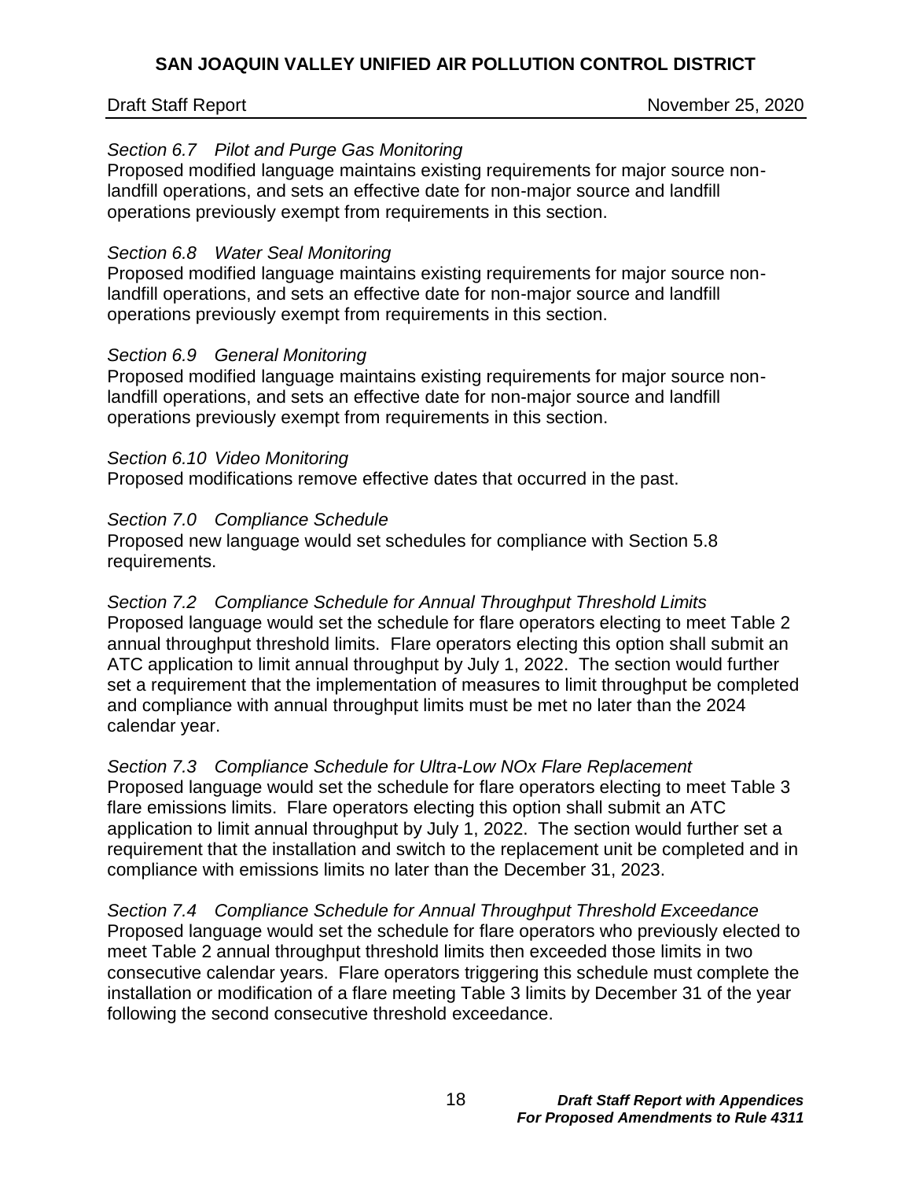*Section 6.7 Pilot and Purge Gas Monitoring*
Proposed modified language maintains existing requirements for major source non-landfill operations, and sets an effective date for non-major source and landfill operations previously exempt from requirements in this section.

*Section 6.8 Water Seal Monitoring*
Proposed modified language maintains existing requirements for major source non-landfill operations, and sets an effective date for non-major source and landfill operations previously exempt from requirements in this section.

*Section 6.9 General Monitoring*
Proposed modified language maintains existing requirements for major source non-landfill operations, and sets an effective date for non-major source and landfill operations previously exempt from requirements in this section.

*Section 6.10 Video Monitoring*
Proposed modifications remove effective dates that occurred in the past.

*Section 7.0 Compliance Schedule*
Proposed new language would set schedules for compliance with Section 5.8 requirements.

*Section 7.2 Compliance Schedule for Annual Throughput Threshold Limits*
Proposed language would set the schedule for flare operators electing to meet Table 2 annual throughput threshold limits. Flare operators electing this option shall submit an ATC application to limit annual throughput by July 1, 2022. The section would further set a requirement that the implementation of measures to limit throughput be completed and compliance with annual throughput limits must be met no later than the 2024 calendar year.

*Section 7.3 Compliance Schedule for Ultra-Low NOx Flare Replacement*
Proposed language would set the schedule for flare operators electing to meet Table 3 flare emissions limits. Flare operators electing this option shall submit an ATC application to limit annual throughput by July 1, 2022. The section would further set a requirement that the installation and switch to the replacement unit be completed and in compliance with emissions limits no later than the December 31, 2023.

*Section 7.4 Compliance Schedule for Annual Throughput Threshold Exceedance*
Proposed language would set the schedule for flare operators who previously elected to meet Table 2 annual throughput threshold limits then exceeded those limits in two consecutive calendar years. Flare operators triggering this schedule must complete the installation or modification of a flare meeting Table 3 limits by December 31 of the year following the second consecutive threshold exceedance.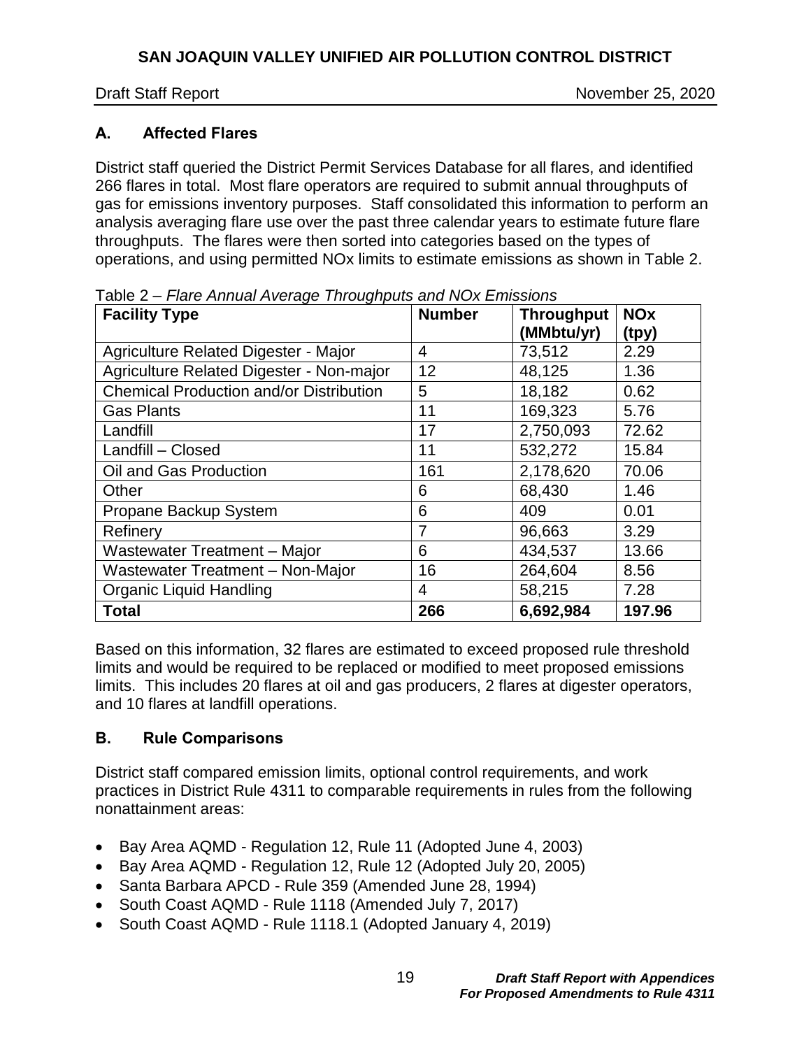## A. Affected Flares

District staff queried the District Permit Services Database for all flares, and identified 266 flares in total. Most flare operators are required to submit annual throughputs of gas for emissions inventory purposes. Staff consolidated this information to perform an analysis averaging flare use over the past three calendar years to estimate future flare throughputs. The flares were then sorted into categories based on the types of operations, and using permitted NOx limits to estimate emissions as shown in Table 2.

Table 2 – *Flare Annual Average Throughputs and NOx Emissions*

| Facility Type | Number | Throughput (MMbtu/yr) | NOx (tpy) |
|---|---|---|---|
| Agriculture Related Digester - Major | 4 | 73,512 | 2.29 |
| Agriculture Related Digester - Non-major | 12 | 48,125 | 1.36 |
| Chemical Production and/or Distribution | 5 | 18,182 | 0.62 |
| Gas Plants | 11 | 169,323 | 5.76 |
| Landfill | 17 | 2,750,093 | 72.62 |
| Landfill – Closed | 11 | 532,272 | 15.84 |
| Oil and Gas Production | 161 | 2,178,620 | 70.06 |
| Other | 6 | 68,430 | 1.46 |
| Propane Backup System | 6 | 409 | 0.01 |
| Refinery | 7 | 96,663 | 3.29 |
| Wastewater Treatment – Major | 6 | 434,537 | 13.66 |
| Wastewater Treatment – Non-Major | 16 | 264,604 | 8.56 |
| Organic Liquid Handling | 4 | 58,215 | 7.28 |
| **Total** | **266** | **6,692,984** | **197.96** |

Based on this information, 32 flares are estimated to exceed proposed rule threshold limits and would be required to be replaced or modified to meet proposed emissions limits. This includes 20 flares at oil and gas producers, 2 flares at digester operators, and 10 flares at landfill operations.

## B. Rule Comparisons

District staff compared emission limits, optional control requirements, and work practices in District Rule 4311 to comparable requirements in rules from the following nonattainment areas:

- Bay Area AQMD - Regulation 12, Rule 11 (Adopted June 4, 2003)
- Bay Area AQMD - Regulation 12, Rule 12 (Adopted July 20, 2005)
- Santa Barbara APCD - Rule 359 (Amended June 28, 1994)
- South Coast AQMD - Rule 1118 (Amended July 7, 2017)
- South Coast AQMD - Rule 1118.1 (Adopted January 4, 2019)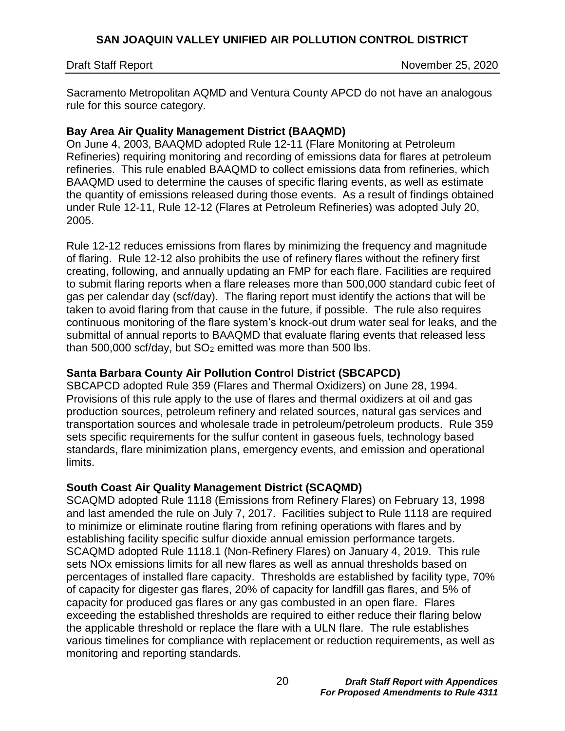Sacramento Metropolitan AQMD and Ventura County APCD do not have an analogous rule for this source category.

**Bay Area Air Quality Management District (BAAQMD)**

On June 4, 2003, BAAQMD adopted Rule 12-11 (Flare Monitoring at Petroleum Refineries) requiring monitoring and recording of emissions data for flares at petroleum refineries. This rule enabled BAAQMD to collect emissions data from refineries, which BAAQMD used to determine the causes of specific flaring events, as well as estimate the quantity of emissions released during those events. As a result of findings obtained under Rule 12-11, Rule 12-12 (Flares at Petroleum Refineries) was adopted July 20, 2005.

Rule 12-12 reduces emissions from flares by minimizing the frequency and magnitude of flaring. Rule 12-12 also prohibits the use of refinery flares without the refinery first creating, following, and annually updating an FMP for each flare. Facilities are required to submit flaring reports when a flare releases more than 500,000 standard cubic feet of gas per calendar day (scf/day). The flaring report must identify the actions that will be taken to avoid flaring from that cause in the future, if possible. The rule also requires continuous monitoring of the flare system's knock-out drum water seal for leaks, and the submittal of annual reports to BAAQMD that evaluate flaring events that released less than 500,000 scf/day, but $SO_2$ emitted was more than 500 lbs.

**Santa Barbara County Air Pollution Control District (SBCAPCD)**

SBCAPCD adopted Rule 359 (Flares and Thermal Oxidizers) on June 28, 1994. Provisions of this rule apply to the use of flares and thermal oxidizers at oil and gas production sources, petroleum refinery and related sources, natural gas services and transportation sources and wholesale trade in petroleum/petroleum products. Rule 359 sets specific requirements for the sulfur content in gaseous fuels, technology based standards, flare minimization plans, emergency events, and emission and operational limits.

**South Coast Air Quality Management District (SCAQMD)**

SCAQMD adopted Rule 1118 (Emissions from Refinery Flares) on February 13, 1998 and last amended the rule on July 7, 2017. Facilities subject to Rule 1118 are required to minimize or eliminate routine flaring from refining operations with flares and by establishing facility specific sulfur dioxide annual emission performance targets. SCAQMD adopted Rule 1118.1 (Non-Refinery Flares) on January 4, 2019. This rule sets NOx emissions limits for all new flares as well as annual thresholds based on percentages of installed flare capacity. Thresholds are established by facility type, 70% of capacity for digester gas flares, 20% of capacity for landfill gas flares, and 5% of capacity for produced gas flares or any gas combusted in an open flare. Flares exceeding the established thresholds are required to either reduce their flaring below the applicable threshold or replace the flare with a ULN flare. The rule establishes various timelines for compliance with replacement or reduction requirements, as well as monitoring and reporting standards.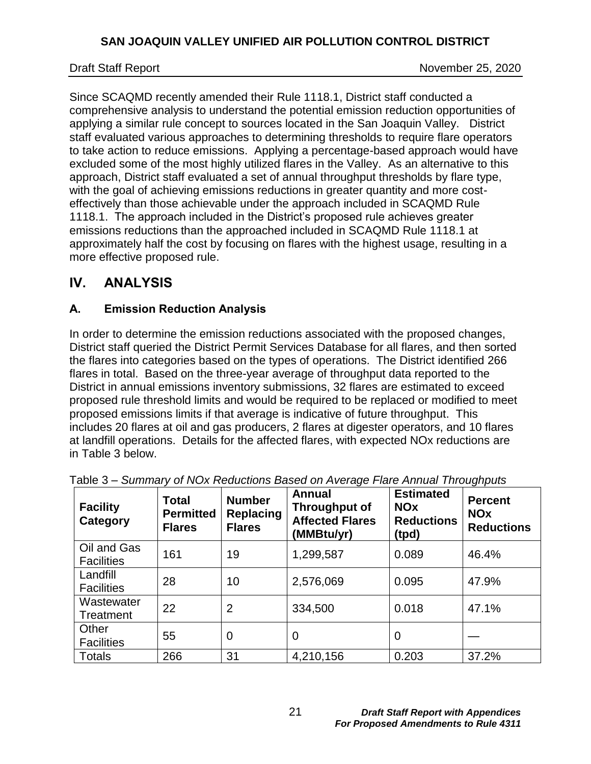Since SCAQMD recently amended their Rule 1118.1, District staff conducted a comprehensive analysis to understand the potential emission reduction opportunities of applying a similar rule concept to sources located in the San Joaquin Valley. District staff evaluated various approaches to determining thresholds to require flare operators to take action to reduce emissions. Applying a percentage-based approach would have excluded some of the most highly utilized flares in the Valley. As an alternative to this approach, District staff evaluated a set of annual throughput thresholds by flare type, with the goal of achieving emissions reductions in greater quantity and more cost-effectively than those achievable under the approach included in SCAQMD Rule 1118.1. The approach included in the District's proposed rule achieves greater emissions reductions than the approached included in SCAQMD Rule 1118.1 at approximately half the cost by focusing on flares with the highest usage, resulting in a more effective proposed rule.

# IV. ANALYSIS

## A. Emission Reduction Analysis

In order to determine the emission reductions associated with the proposed changes, District staff queried the District Permit Services Database for all flares, and then sorted the flares into categories based on the types of operations. The District identified 266 flares in total. Based on the three-year average of throughput data reported to the District in annual emissions inventory submissions, 32 flares are estimated to exceed proposed rule threshold limits and would be required to be replaced or modified to meet proposed emissions limits if that average is indicative of future throughput. This includes 20 flares at oil and gas producers, 2 flares at digester operators, and 10 flares at landfill operations. Details for the affected flares, with expected NOx reductions are in Table 3 below.

Table 3 – *Summary of NOx Reductions Based on Average Flare Annual Throughputs*

| Facility Category | Total Permitted Flares | Number Replacing Flares | Annual Throughput of Affected Flares (MMBtu/yr) | Estimated NOx Reductions (tpd) | Percent NOx Reductions |
|---|---|---|---|---|---|
| Oil and Gas Facilities | 161 | 19 | 1,299,587 | 0.089 | 46.4% |
| Landfill Facilities | 28 | 10 | 2,576,069 | 0.095 | 47.9% |
| Wastewater Treatment | 22 | 2 | 334,500 | 0.018 | 47.1% |
| Other Facilities | 55 | 0 | 0 | 0 | — |
| Totals | 266 | 31 | 4,210,156 | 0.203 | 37.2% |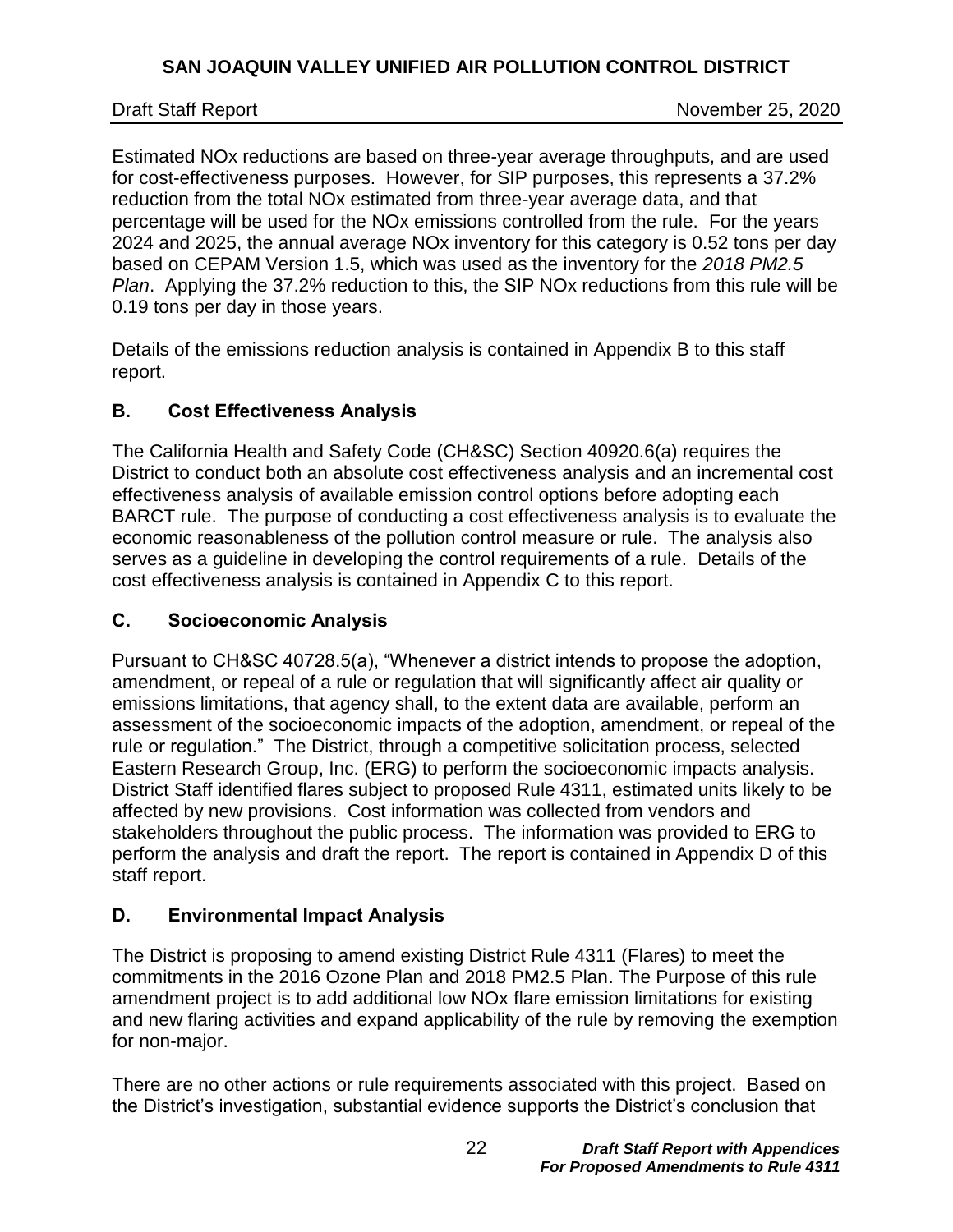Estimated NOx reductions are based on three-year average throughputs, and are used for cost-effectiveness purposes. However, for SIP purposes, this represents a 37.2% reduction from the total NOx estimated from three-year average data, and that percentage will be used for the NOx emissions controlled from the rule. For the years 2024 and 2025, the annual average NOx inventory for this category is 0.52 tons per day based on CEPAM Version 1.5, which was used as the inventory for the *2018 PM2.5 Plan*. Applying the 37.2% reduction to this, the SIP NOx reductions from this rule will be 0.19 tons per day in those years.

Details of the emissions reduction analysis is contained in Appendix B to this staff report.

## B. Cost Effectiveness Analysis

The California Health and Safety Code (CH&SC) Section 40920.6(a) requires the District to conduct both an absolute cost effectiveness analysis and an incremental cost effectiveness analysis of available emission control options before adopting each BARCT rule. The purpose of conducting a cost effectiveness analysis is to evaluate the economic reasonableness of the pollution control measure or rule. The analysis also serves as a guideline in developing the control requirements of a rule. Details of the cost effectiveness analysis is contained in Appendix C to this report.

## C. Socioeconomic Analysis

Pursuant to CH&SC 40728.5(a), "Whenever a district intends to propose the adoption, amendment, or repeal of a rule or regulation that will significantly affect air quality or emissions limitations, that agency shall, to the extent data are available, perform an assessment of the socioeconomic impacts of the adoption, amendment, or repeal of the rule or regulation." The District, through a competitive solicitation process, selected Eastern Research Group, Inc. (ERG) to perform the socioeconomic impacts analysis. District Staff identified flares subject to proposed Rule 4311, estimated units likely to be affected by new provisions. Cost information was collected from vendors and stakeholders throughout the public process. The information was provided to ERG to perform the analysis and draft the report. The report is contained in Appendix D of this staff report.

## D. Environmental Impact Analysis

The District is proposing to amend existing District Rule 4311 (Flares) to meet the commitments in the 2016 Ozone Plan and 2018 PM2.5 Plan. The Purpose of this rule amendment project is to add additional low NOx flare emission limitations for existing and new flaring activities and expand applicability of the rule by removing the exemption for non-major.

There are no other actions or rule requirements associated with this project. Based on the District's investigation, substantial evidence supports the District's conclusion that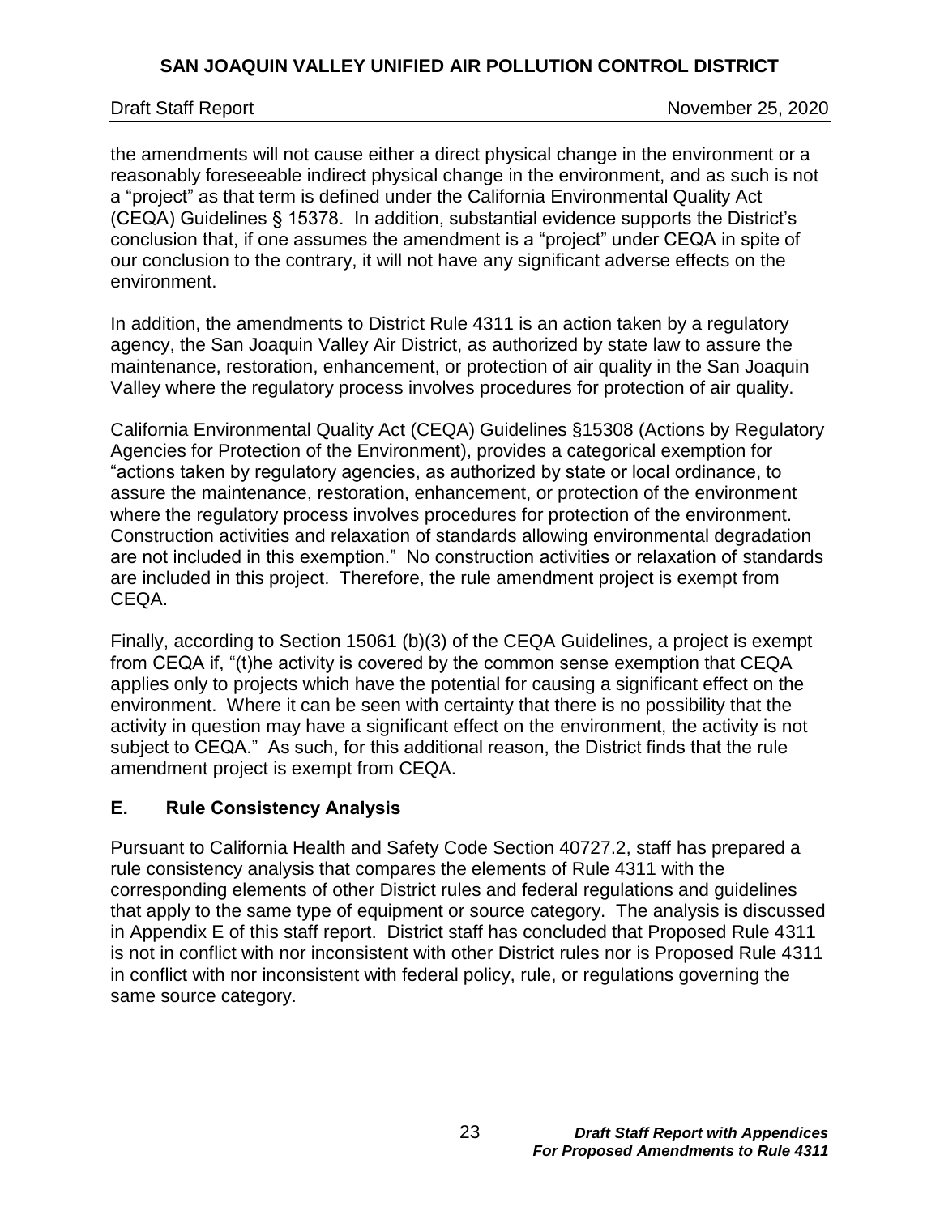the amendments will not cause either a direct physical change in the environment or a reasonably foreseeable indirect physical change in the environment, and as such is not a "project" as that term is defined under the California Environmental Quality Act (CEQA) Guidelines § 15378. In addition, substantial evidence supports the District's conclusion that, if one assumes the amendment is a "project" under CEQA in spite of our conclusion to the contrary, it will not have any significant adverse effects on the environment.

In addition, the amendments to District Rule 4311 is an action taken by a regulatory agency, the San Joaquin Valley Air District, as authorized by state law to assure the maintenance, restoration, enhancement, or protection of air quality in the San Joaquin Valley where the regulatory process involves procedures for protection of air quality.

California Environmental Quality Act (CEQA) Guidelines §15308 (Actions by Regulatory Agencies for Protection of the Environment), provides a categorical exemption for "actions taken by regulatory agencies, as authorized by state or local ordinance, to assure the maintenance, restoration, enhancement, or protection of the environment where the regulatory process involves procedures for protection of the environment. Construction activities and relaxation of standards allowing environmental degradation are not included in this exemption." No construction activities or relaxation of standards are included in this project. Therefore, the rule amendment project is exempt from CEQA.

Finally, according to Section 15061 (b)(3) of the CEQA Guidelines, a project is exempt from CEQA if, "(t)he activity is covered by the common sense exemption that CEQA applies only to projects which have the potential for causing a significant effect on the environment. Where it can be seen with certainty that there is no possibility that the activity in question may have a significant effect on the environment, the activity is not subject to CEQA." As such, for this additional reason, the District finds that the rule amendment project is exempt from CEQA.

## E. Rule Consistency Analysis

Pursuant to California Health and Safety Code Section 40727.2, staff has prepared a rule consistency analysis that compares the elements of Rule 4311 with the corresponding elements of other District rules and federal regulations and guidelines that apply to the same type of equipment or source category. The analysis is discussed in Appendix E of this staff report. District staff has concluded that Proposed Rule 4311 is not in conflict with nor inconsistent with other District rules nor is Proposed Rule 4311 in conflict with nor inconsistent with federal policy, rule, or regulations governing the same source category.